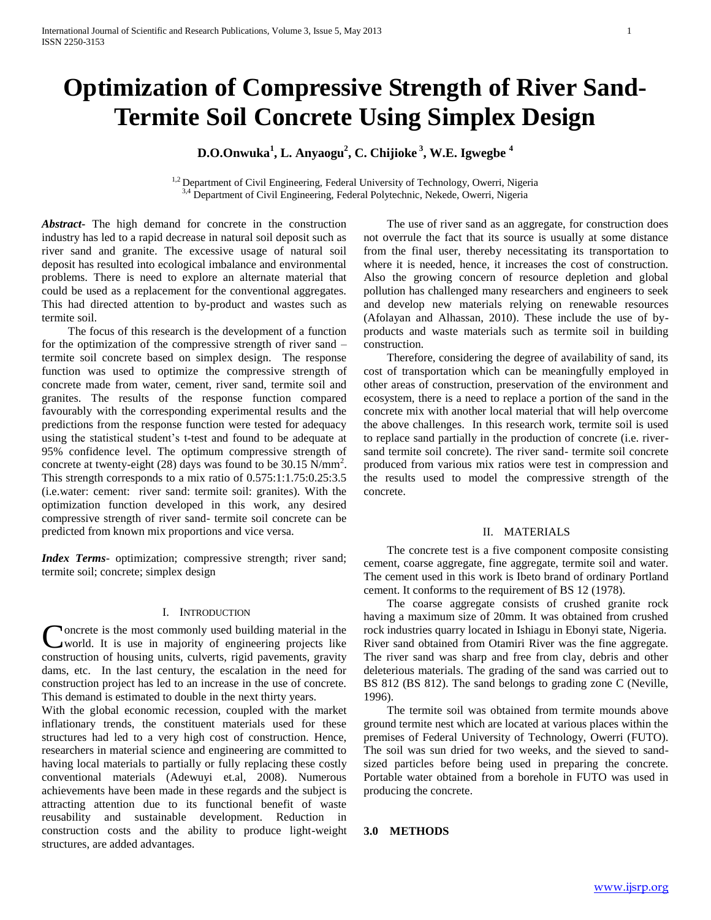# Optimization of Compressive Strength of River Sand-Termite Soil Concrete Using Simplex Design

**D.O.Onwuka[1], L. Anyaogu[2], C. Chijioke[3], W.E. Igwegbe[4]**

[1,2] Department of Civil Engineering, Federal University of Technology, Owerri, Nigeria
[3,4] Department of Civil Engineering, Federal Polytechnic, Nekede, Owerri, Nigeria

***Abstract-*** The high demand for concrete in the construction industry has led to a rapid decrease in natural soil deposit such as river sand and granite. The excessive usage of natural soil deposit has resulted into ecological imbalance and environmental problems. There is need to explore an alternate material that could be used as a replacement for the conventional aggregates. This had directed attention to by-product and wastes such as termite soil.

The focus of this research is the development of a function for the optimization of the compressive strength of river sand – termite soil concrete based on simplex design. The response function was used to optimize the compressive strength of concrete made from water, cement, river sand, termite soil and granites. The results of the response function compared favourably with the corresponding experimental results and the predictions from the response function were tested for adequacy using the statistical student's t-test and found to be adequate at 95% confidence level. The optimum compressive strength of concrete at twenty-eight (28) days was found to be 30.15 N/mm$^2$. This strength corresponds to a mix ratio of 0.575:1:1.75:0.25:3.5 (i.e.water: cement: river sand: termite soil: granites). With the optimization function developed in this work, any desired compressive strength of river sand- termite soil concrete can be predicted from known mix proportions and vice versa.

***Index Terms*-** optimization; compressive strength; river sand; termite soil; concrete; simplex design

## I. Introduction

Concrete is the most commonly used building material in the world. It is use in majority of engineering projects like construction of housing units, culverts, rigid pavements, gravity dams, etc. In the last century, the escalation in the need for construction project has led to an increase in the use of concrete. This demand is estimated to double in the next thirty years.

With the global economic recession, coupled with the market inflationary trends, the constituent materials used for these structures had led to a very high cost of construction. Hence, researchers in material science and engineering are committed to having local materials to partially or fully replacing these costly conventional materials (Adewuyi et.al, 2008). Numerous achievements have been made in these regards and the subject is attracting attention due to its functional benefit of waste reusability and sustainable development. Reduction in construction costs and the ability to produce light-weight structures, are added advantages.

The use of river sand as an aggregate, for construction does not overrule the fact that its source is usually at some distance from the final user, thereby necessitating its transportation to where it is needed, hence, it increases the cost of construction. Also the growing concern of resource depletion and global pollution has challenged many researchers and engineers to seek and develop new materials relying on renewable resources (Afolayan and Alhassan, 2010). These include the use of by-products and waste materials such as termite soil in building construction.

Therefore, considering the degree of availability of sand, its cost of transportation which can be meaningfully employed in other areas of construction, preservation of the environment and ecosystem, there is a need to replace a portion of the sand in the concrete mix with another local material that will help overcome the above challenges. In this research work, termite soil is used to replace sand partially in the production of concrete (i.e. river-sand termite soil concrete). The river sand- termite soil concrete produced from various mix ratios were test in compression and the results used to model the compressive strength of the concrete.

## II. Materials

The concrete test is a five component composite consisting cement, coarse aggregate, fine aggregate, termite soil and water. The cement used in this work is Ibeto brand of ordinary Portland cement. It conforms to the requirement of BS 12 (1978).

The coarse aggregate consists of crushed granite rock having a maximum size of 20mm. It was obtained from crushed rock industries quarry located in Ishiagu in Ebonyi state, Nigeria. River sand obtained from Otamiri River was the fine aggregate. The river sand was sharp and free from clay, debris and other deleterious materials. The grading of the sand was carried out to BS 812 (BS 812). The sand belongs to grading zone C (Neville, 1996).

The termite soil was obtained from termite mounds above ground termite nest which are located at various places within the premises of Federal University of Technology, Owerri (FUTO). The soil was sun dried for two weeks, and the sieved to sand-sized particles before being used in preparing the concrete. Portable water obtained from a borehole in FUTO was used in producing the concrete.

## 3.0 METHODS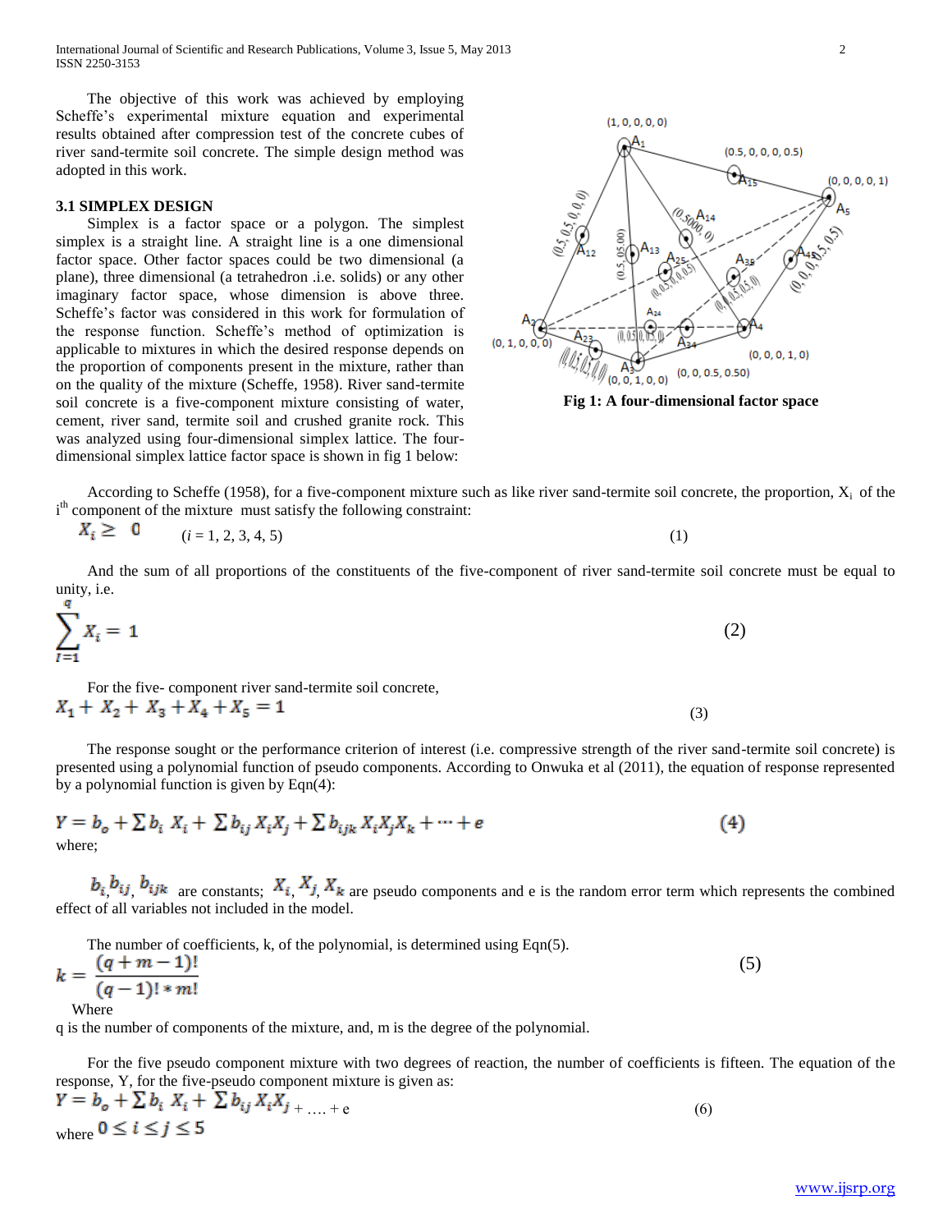The objective of this work was achieved by employing Scheffe's experimental mixture equation and experimental results obtained after compression test of the concrete cubes of river sand-termite soil concrete. The simple design method was adopted in this work.

### 3.1 SIMPLEX DESIGN

Simplex is a factor space or a polygon. The simplest simplex is a straight line. A straight line is a one dimensional factor space. Other factor spaces could be two dimensional (a plane), three dimensional (a tetrahedron .i.e. solids) or any other imaginary factor space, whose dimension is above three. Scheffe's factor was considered in this work for formulation of the response function. Scheffe's method of optimization is applicable to mixtures in which the desired response depends on the proportion of components present in the mixture, rather than on the quality of the mixture (Scheffe, 1958). River sand-termite soil concrete is a five-component mixture consisting of water, cement, river sand, termite soil and crushed granite rock. This was analyzed using four-dimensional simplex lattice. The four-dimensional simplex lattice factor space is shown in fig 1 below:

**Fig 1: A four-dimensional factor space**

According to Scheffe (1958), for a five-component mixture such as like river sand-termite soil concrete, the proportion, $X_i$ of the $i^{th}$ component of the mixture must satisfy the following constraint:

$$X_i \geq 0 \qquad (i = 1, 2, 3, 4, 5) \tag{1}$$

And the sum of all proportions of the constituents of the five-component of river sand-termite soil concrete must be equal to unity, i.e.

$$\sum_{I=1}^{q} X_i = 1 \tag{2}$$

For the five- component river sand-termite soil concrete,

$$X_1 + X_2 + X_3 + X_4 + X_5 = 1 \tag{3}$$

The response sought or the performance criterion of interest (i.e. compressive strength of the river sand-termite soil concrete) is presented using a polynomial function of pseudo components. According to Onwuka et al (2011), the equation of response represented by a polynomial function is given by Eqn(4):

$$Y = b_o + \sum b_i X_i + \sum b_{ij} X_i X_j + \sum b_{ijk} X_i X_j X_k + \cdots + e \tag{4}$$

where;

$b_i, b_{ij}, b_{ijk}$ are constants; $X_i, X_j, X_k$ are pseudo components and e is the random error term which represents the combined effect of all variables not included in the model.

The number of coefficients, k, of the polynomial, is determined using Eqn(5).

$$k = \frac{(q + m - 1)!}{(q - 1)! * m!} \tag{5}$$

Where

q is the number of components of the mixture, and, m is the degree of the polynomial.

For the five pseudo component mixture with two degrees of reaction, the number of coefficients is fifteen. The equation of the response, Y, for the five-pseudo component mixture is given as:

$$Y = b_o + \sum b_i X_i + \sum b_{ij} X_i X_j + \ldots + e \tag{6}$$

where $0 \leq i \leq j \leq 5$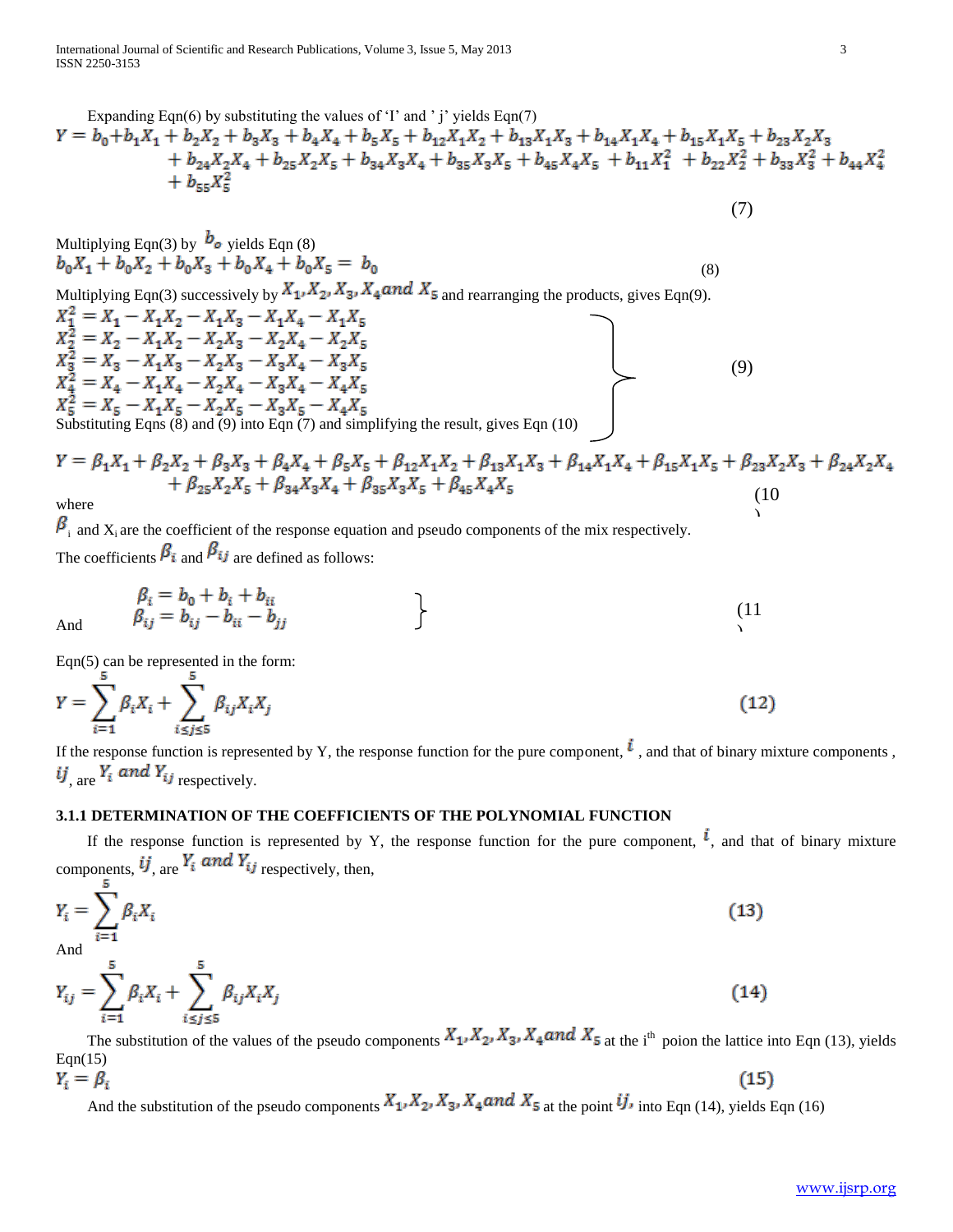Expanding Eqn(6) by substituting the values of 'I' and ' j' yields Eqn(7)

$$Y = b_0 + b_1X_1 + b_2X_2 + b_3X_3 + b_4X_4 + b_5X_5 + b_{12}X_1X_2 + b_{13}X_1X_3 + b_{14}X_1X_4 + b_{15}X_1X_5 + b_{23}X_2X_3 + b_{24}X_2X_4 + b_{25}X_2X_5 + b_{34}X_3X_4 + b_{35}X_3X_5 + b_{45}X_4X_5 + b_{11}X_1^2 + b_{22}X_2^2 + b_{33}X_3^2 + b_{44}X_4^2 + b_{55}X_5^2 \quad (7)$$

Multiplying Eqn(3) by $b_o$ yields Eqn (8)

$$b_0X_1 + b_0X_2 + b_0X_3 + b_0X_4 + b_0X_5 = b_0 \quad (8)$$

Multiplying Eqn(3) successively by $X_1, X_2, X_3, X_4\, and\, X_5$ and rearranging the products, gives Eqn(9).

$$\left.\begin{aligned}
X_1^2 &= X_1 - X_1X_2 - X_1X_3 - X_1X_4 - X_1X_5 \\
X_2^2 &= X_2 - X_1X_2 - X_2X_3 - X_2X_4 - X_2X_5 \\
X_3^2 &= X_3 - X_1X_3 - X_2X_3 - X_3X_4 - X_3X_5 \\
X_4^2 &= X_4 - X_1X_4 - X_2X_4 - X_3X_4 - X_4X_5 \\
X_5^2 &= X_5 - X_1X_5 - X_2X_5 - X_3X_5 - X_4X_5
\end{aligned}\right\} \quad (9)$$

Substituting Eqns (8) and (9) into Eqn (7) and simplifying the result, gives Eqn (10)

$$Y = \beta_1X_1 + \beta_2X_2 + \beta_3X_3 + \beta_4X_4 + \beta_5X_5 + \beta_{12}X_1X_2 + \beta_{13}X_1X_3 + \beta_{14}X_1X_4 + \beta_{15}X_1X_5 + \beta_{23}X_2X_3 + \beta_{24}X_2X_4 + \beta_{25}X_2X_5 + \beta_{34}X_3X_4 + \beta_{35}X_3X_5 + \beta_{45}X_4X_5 \quad (10)$$

where

$\beta_i$ and $X_i$ are the coefficient of the response equation and pseudo components of the mix respectively.

The coefficients $\beta_i$ and $\beta_{ij}$ are defined as follows:

$$\left.\begin{aligned}
\beta_i &= b_0 + b_i + b_{ii} \\
\text{And} \quad \beta_{ij} &= b_{ij} - b_{ii} - b_{jj}
\end{aligned}\right\} \quad (11)$$

Eqn(5) can be represented in the form:

$$Y = \sum_{i=1}^{5} \beta_i X_i + \sum_{i \le j \le 5}^{5} \beta_{ij} X_i X_j \quad (12)$$

If the response function is represented by Y, the response function for the pure component, $i$ , and that of binary mixture components , $ij$, are $Y_i\, and\, Y_{ij}$ respectively.

### 3.1.1 DETERMINATION OF THE COEFFICIENTS OF THE POLYNOMIAL FUNCTION

If the response function is represented by Y, the response function for the pure component, $i$, and that of binary mixture components, $ij$, are $Y_i\, and\, Y_{ij}$ respectively, then,

$$Y_i = \sum_{i=1}^{5} \beta_i X_i \quad (13)$$

And

$$Y_{ij} = \sum_{i=1}^{5} \beta_i X_i + \sum_{i \le j \le 5}^{5} \beta_{ij} X_i X_j \quad (14)$$

The substitution of the values of the pseudo components $X_1, X_2, X_3, X_4\, and\, X_5$ at the i[th] poion the lattice into Eqn (13), yields Eqn(15)

$$Y_i = \beta_i \quad (15)$$

And the substitution of the pseudo components $X_1, X_2, X_3, X_4\, and\, X_5$ at the point $ij$, into Eqn (14), yields Eqn (16)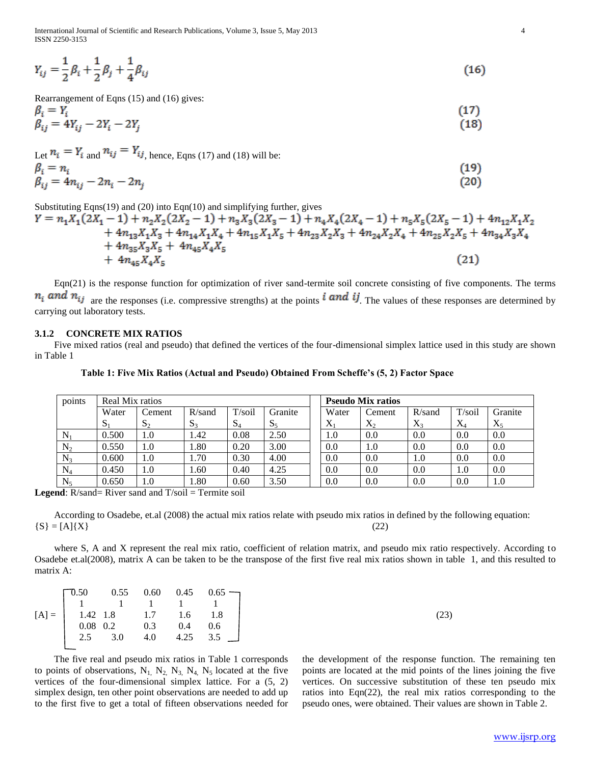$$Y_{ij} = \frac{1}{2}\beta_i + \frac{1}{2}\beta_j + \frac{1}{4}\beta_{ij} \quad (16)$$

Rearrangement of Eqns (15) and (16) gives:

$$\beta_i = Y_i \quad (17)$$

$$\beta_{ij} = 4Y_{ij} - 2Y_i - 2Y_j \quad (18)$$

Let $n_i = Y_i$ and $n_{ij} = Y_{ij}$, hence, Eqns (17) and (18) will be:

$$\beta_i = n_i \quad (19)$$

$$\beta_{ij} = 4n_{ij} - 2n_i - 2n_j \quad (20)$$

Substituting Eqns(19) and (20) into Eqn(10) and simplifying further, gives

$$Y = n_1X_1(2X_1 - 1) + n_2X_2(2X_2 - 1) + n_3X_3(2X_3 - 1) + n_4X_4(2X_4 - 1) + n_5X_5(2X_5 - 1) + 4n_{12}X_1X_2 + 4n_{13}X_1X_3 + 4n_{14}X_1X_4 + 4n_{15}X_1X_5 + 4n_{23}X_2X_3 + 4n_{24}X_2X_4 + 4n_{25}X_2X_5 + 4n_{34}X_3X_4 + 4n_{35}X_3X_5 + 4n_{45}X_4X_5 + 4n_{45}X_4X_5 \quad (21)$$

Eqn(21) is the response function for optimization of river sand-termite soil concrete consisting of five components. The terms $n_i$ *and* $n_{ij}$ are the responses (i.e. compressive strengths) at the points $i$ *and* $ij$. The values of these responses are determined by carrying out laboratory tests.

### 3.1.2 CONCRETE MIX RATIOS

Five mixed ratios (real and pseudo) that defined the vertices of the four-dimensional simplex lattice used in this study are shown in Table 1

**Table 1: Five Mix Ratios (Actual and Pseudo) Obtained From Scheffe's (5, 2) Factor Space**

| points | Real Mix ratios | | | | | **Pseudo Mix ratios** | | | | |
|---|---|---|---|---|---|---|---|---|---|---|
| | Water $S_1$ | Cement $S_2$ | R/sand $S_3$ | T/soil $S_4$ | Granite $S_5$ | Water $X_1$ | Cement $X_2$ | R/sand $X_3$ | T/soil $X_4$ | Granite $X_5$ |
| $N_1$ | 0.500 | 1.0 | 1.42 | 0.08 | 2.50 | 1.0 | 0.0 | 0.0 | 0.0 | 0.0 |
| $N_2$ | 0.550 | 1.0 | 1.80 | 0.20 | 3.00 | 0.0 | 1.0 | 0.0 | 0.0 | 0.0 |
| $N_3$ | 0.600 | 1.0 | 1.70 | 0.30 | 4.00 | 0.0 | 0.0 | 1.0 | 0.0 | 0.0 |
| $N_4$ | 0.450 | 1.0 | 1.60 | 0.40 | 4.25 | 0.0 | 0.0 | 0.0 | 1.0 | 0.0 |
| $N_5$ | 0.650 | 1.0 | 1.80 | 0.60 | 3.50 | 0.0 | 0.0 | 0.0 | 0.0 | 1.0 |

**Legend**: R/sand= River sand and T/soil = Termite soil

According to Osadebe, et.al (2008) the actual mix ratios relate with pseudo mix ratios in defined by the following equation:

$$\{S\} = [A]\{X\} \quad (22)$$

where S, A and X represent the real mix ratio, coefficient of relation matrix, and pseudo mix ratio respectively. According to Osadebe et.al(2008), matrix A can be taken to be the transpose of the first five real mix ratios shown in table 1, and this resulted to matrix A:

$$[A] = \begin{bmatrix} 0.50 & 0.55 & 0.60 & 0.45 & 0.65 \\ 1 & 1 & 1 & 1 & 1 \\ 1.42 & 1.8 & 1.7 & 1.6 & 1.8 \\ 0.08 & 0.2 & 0.3 & 0.4 & 0.6 \\ 2.5 & 3.0 & 4.0 & 4.25 & 3.5 \end{bmatrix} \quad (23)$$

The five real and pseudo mix ratios in Table 1 corresponds to points of observations, $N_1$, $N_2$, $N_3$, $N_4$, $N_5$ located at the five vertices of the four-dimensional simplex lattice. For a (5, 2) simplex design, ten other point observations are needed to add up to the first five to get a total of fifteen observations needed for the development of the response function. The remaining ten points are located at the mid points of the lines joining the five vertices. On successive substitution of these ten pseudo mix ratios into Eqn(22), the real mix ratios corresponding to the pseudo ones, were obtained. Their values are shown in Table 2.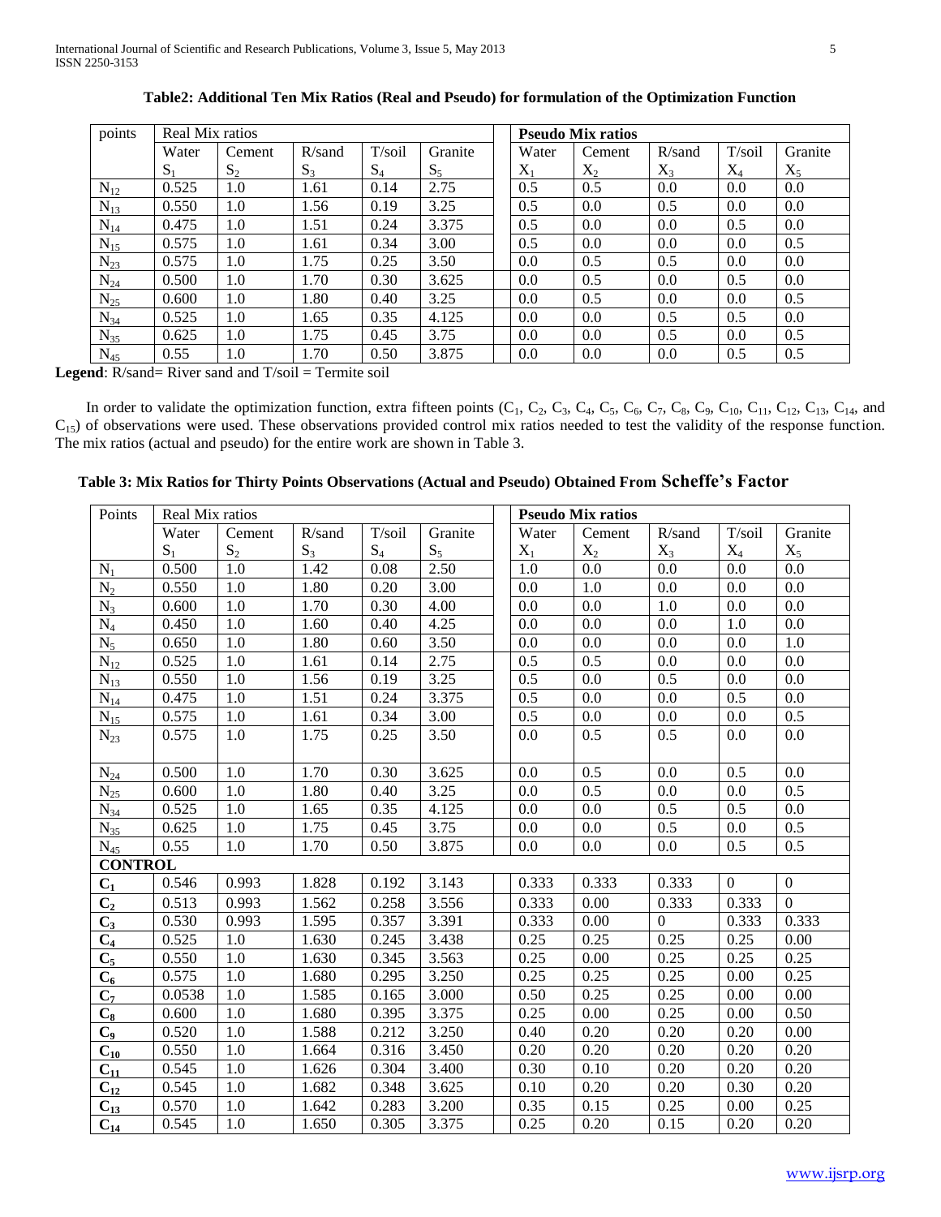**Table2: Additional Ten Mix Ratios (Real and Pseudo) for formulation of the Optimization Function**

| points | Real Mix ratios | | | | | **Pseudo Mix ratios** | | | | |
|---|---|---|---|---|---|---|---|---|---|---|
| | Water $S_1$ | Cement $S_2$ | R/sand $S_3$ | T/soil $S_4$ | Granite $S_5$ | Water $X_1$ | Cement $X_2$ | R/sand $X_3$ | T/soil $X_4$ | Granite $X_5$ |
| $N_{12}$ | 0.525 | 1.0 | 1.61 | 0.14 | 2.75 | 0.5 | 0.5 | 0.0 | 0.0 | 0.0 |
| $N_{13}$ | 0.550 | 1.0 | 1.56 | 0.19 | 3.25 | 0.5 | 0.0 | 0.5 | 0.0 | 0.0 |
| $N_{14}$ | 0.475 | 1.0 | 1.51 | 0.24 | 3.375 | 0.5 | 0.0 | 0.0 | 0.5 | 0.0 |
| $N_{15}$ | 0.575 | 1.0 | 1.61 | 0.34 | 3.00 | 0.5 | 0.0 | 0.0 | 0.0 | 0.5 |
| $N_{23}$ | 0.575 | 1.0 | 1.75 | 0.25 | 3.50 | 0.0 | 0.5 | 0.5 | 0.0 | 0.0 |
| $N_{24}$ | 0.500 | 1.0 | 1.70 | 0.30 | 3.625 | 0.0 | 0.5 | 0.0 | 0.5 | 0.0 |
| $N_{25}$ | 0.600 | 1.0 | 1.80 | 0.40 | 3.25 | 0.0 | 0.5 | 0.0 | 0.0 | 0.5 |
| $N_{34}$ | 0.525 | 1.0 | 1.65 | 0.35 | 4.125 | 0.0 | 0.0 | 0.5 | 0.5 | 0.0 |
| $N_{35}$ | 0.625 | 1.0 | 1.75 | 0.45 | 3.75 | 0.0 | 0.0 | 0.5 | 0.0 | 0.5 |
| $N_{45}$ | 0.55 | 1.0 | 1.70 | 0.50 | 3.875 | 0.0 | 0.0 | 0.0 | 0.5 | 0.5 |

**Legend**: R/sand= River sand and T/soil = Termite soil

In order to validate the optimization function, extra fifteen points ($C_1$, $C_2$, $C_3$, $C_4$, $C_5$, $C_6$, $C_7$, $C_8$, $C_9$, $C_{10}$, $C_{11}$, $C_{12}$, $C_{13}$, $C_{14}$, and $C_{15}$) of observations were used. These observations provided control mix ratios needed to test the validity of the response function. The mix ratios (actual and pseudo) for the entire work are shown in Table 3.

**Table 3: Mix Ratios for Thirty Points Observations (Actual and Pseudo) Obtained From Scheffe's Factor**

| Points | Real Mix ratios | | | | | **Pseudo Mix ratios** | | | | |
|---|---|---|---|---|---|---|---|---|---|---|
| | Water $S_1$ | Cement $S_2$ | R/sand $S_3$ | T/soil $S_4$ | Granite $S_5$ | Water $X_1$ | Cement $X_2$ | R/sand $X_3$ | T/soil $X_4$ | Granite $X_5$ |
| $N_1$ | 0.500 | 1.0 | 1.42 | 0.08 | 2.50 | 1.0 | 0.0 | 0.0 | 0.0 | 0.0 |
| $N_2$ | 0.550 | 1.0 | 1.80 | 0.20 | 3.00 | 0.0 | 1.0 | 0.0 | 0.0 | 0.0 |
| $N_3$ | 0.600 | 1.0 | 1.70 | 0.30 | 4.00 | 0.0 | 0.0 | 1.0 | 0.0 | 0.0 |
| $N_4$ | 0.450 | 1.0 | 1.60 | 0.40 | 4.25 | 0.0 | 0.0 | 0.0 | 1.0 | 0.0 |
| $N_5$ | 0.650 | 1.0 | 1.80 | 0.60 | 3.50 | 0.0 | 0.0 | 0.0 | 0.0 | 1.0 |
| $N_{12}$ | 0.525 | 1.0 | 1.61 | 0.14 | 2.75 | 0.5 | 0.5 | 0.0 | 0.0 | 0.0 |
| $N_{13}$ | 0.550 | 1.0 | 1.56 | 0.19 | 3.25 | 0.5 | 0.0 | 0.5 | 0.0 | 0.0 |
| $N_{14}$ | 0.475 | 1.0 | 1.51 | 0.24 | 3.375 | 0.5 | 0.0 | 0.0 | 0.5 | 0.0 |
| $N_{15}$ | 0.575 | 1.0 | 1.61 | 0.34 | 3.00 | 0.5 | 0.0 | 0.0 | 0.0 | 0.5 |
| $N_{23}$ | 0.575 | 1.0 | 1.75 | 0.25 | 3.50 | 0.0 | 0.5 | 0.5 | 0.0 | 0.0 |
| $N_{24}$ | 0.500 | 1.0 | 1.70 | 0.30 | 3.625 | 0.0 | 0.5 | 0.0 | 0.5 | 0.0 |
| $N_{25}$ | 0.600 | 1.0 | 1.80 | 0.40 | 3.25 | 0.0 | 0.5 | 0.0 | 0.0 | 0.5 |
| $N_{34}$ | 0.525 | 1.0 | 1.65 | 0.35 | 4.125 | 0.0 | 0.0 | 0.5 | 0.5 | 0.0 |
| $N_{35}$ | 0.625 | 1.0 | 1.75 | 0.45 | 3.75 | 0.0 | 0.0 | 0.5 | 0.0 | 0.5 |
| $N_{45}$ | 0.55 | 1.0 | 1.70 | 0.50 | 3.875 | 0.0 | 0.0 | 0.0 | 0.5 | 0.5 |
| **CONTROL** | | | | | | | | | | |
| $C_1$ | 0.546 | 0.993 | 1.828 | 0.192 | 3.143 | 0.333 | 0.333 | 0.333 | 0 | 0 |
| $C_2$ | 0.513 | 0.993 | 1.562 | 0.258 | 3.556 | 0.333 | 0.00 | 0.333 | 0.333 | 0 |
| $C_3$ | 0.530 | 0.993 | 1.595 | 0.357 | 3.391 | 0.333 | 0.00 | 0 | 0.333 | 0.333 |
| $C_4$ | 0.525 | 1.0 | 1.630 | 0.245 | 3.438 | 0.25 | 0.25 | 0.25 | 0.25 | 0.00 |
| $C_5$ | 0.550 | 1.0 | 1.630 | 0.345 | 3.563 | 0.25 | 0.00 | 0.25 | 0.25 | 0.25 |
| $C_6$ | 0.575 | 1.0 | 1.680 | 0.295 | 3.250 | 0.25 | 0.25 | 0.25 | 0.00 | 0.25 |
| $C_7$ | 0.0538 | 1.0 | 1.585 | 0.165 | 3.000 | 0.50 | 0.25 | 0.25 | 0.00 | 0.00 |
| $C_8$ | 0.600 | 1.0 | 1.680 | 0.395 | 3.375 | 0.25 | 0.00 | 0.25 | 0.00 | 0.50 |
| $C_9$ | 0.520 | 1.0 | 1.588 | 0.212 | 3.250 | 0.40 | 0.20 | 0.20 | 0.20 | 0.00 |
| $C_{10}$ | 0.550 | 1.0 | 1.664 | 0.316 | 3.450 | 0.20 | 0.20 | 0.20 | 0.20 | 0.20 |
| $C_{11}$ | 0.545 | 1.0 | 1.626 | 0.304 | 3.400 | 0.30 | 0.10 | 0.20 | 0.20 | 0.20 |
| $C_{12}$ | 0.545 | 1.0 | 1.682 | 0.348 | 3.625 | 0.10 | 0.20 | 0.20 | 0.30 | 0.20 |
| $C_{13}$ | 0.570 | 1.0 | 1.642 | 0.283 | 3.200 | 0.35 | 0.15 | 0.25 | 0.00 | 0.25 |
| $C_{14}$ | 0.545 | 1.0 | 1.650 | 0.305 | 3.375 | 0.25 | 0.20 | 0.15 | 0.20 | 0.20 |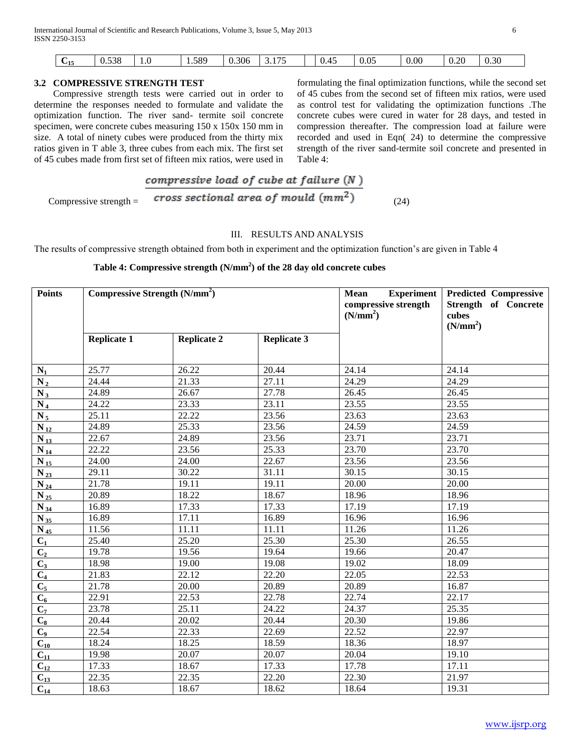| $C_{15}$ | 0.538 | 1.0 | 1.589 | 0.306 | 3.175 | | 0.45 | 0.05 | 0.00 | 0.20 | 0.30 |
|---|---|---|---|---|---|---|---|---|---|---|---|

### 3.2 COMPRESSIVE STRENGTH TEST

Compressive strength tests were carried out in order to determine the responses needed to formulate and validate the optimization function. The river sand- termite soil concrete specimen, were concrete cubes measuring 150 x 150x 150 mm in size. A total of ninety cubes were produced from the thirty mix ratios given in T able 3, three cubes from each mix. The first set of 45 cubes made from first set of fifteen mix ratios, were used in formulating the final optimization functions, while the second set of 45 cubes from the second set of fifteen mix ratios, were used as control test for validating the optimization functions .The concrete cubes were cured in water for 28 days, and tested in compression thereafter. The compression load at failure were recorded and used in Eqn( 24) to determine the compressive strength of the river sand-termite soil concrete and presented in Table 4:

$$\text{Compressive strength} = \frac{\text{compressive load of cube at failure } (N)}{\text{cross sectional area of mould } (mm^2)} \quad (24)$$

## III. RESULTS AND ANALYSIS

The results of compressive strength obtained from both in experiment and the optimization function's are given in Table 4

**Table 4: Compressive strength ($N/mm^2$) of the 28 day old concrete cubes**

| Points | Compressive Strength ($N/mm^2$) | | | Mean Experiment compressive strength ($N/mm^2$) | Predicted Compressive Strength of Concrete cubes ($N/mm^2$) |
|---|---|---|---|---|---|
| | Replicate 1 | Replicate 2 | Replicate 3 | | |
| $N_1$ | 25.77 | 26.22 | 20.44 | 24.14 | 24.14 |
| $N_2$ | 24.44 | 21.33 | 27.11 | 24.29 | 24.29 |
| $N_3$ | 24.89 | 26.67 | 27.78 | 26.45 | 26.45 |
| $N_4$ | 24.22 | 23.33 | 23.11 | 23.55 | 23.55 |
| $N_5$ | 25.11 | 22.22 | 23.56 | 23.63 | 23.63 |
| $N_{12}$ | 24.89 | 25.33 | 23.56 | 24.59 | 24.59 |
| $N_{13}$ | 22.67 | 24.89 | 23.56 | 23.71 | 23.71 |
| $N_{14}$ | 22.22 | 23.56 | 25.33 | 23.70 | 23.70 |
| $N_{15}$ | 24.00 | 24.00 | 22.67 | 23.56 | 23.56 |
| $N_{23}$ | 29.11 | 30.22 | 31.11 | 30.15 | 30.15 |
| $N_{24}$ | 21.78 | 19.11 | 19.11 | 20.00 | 20.00 |
| $N_{25}$ | 20.89 | 18.22 | 18.67 | 18.96 | 18.96 |
| $N_{34}$ | 16.89 | 17.33 | 17.33 | 17.19 | 17.19 |
| $N_{35}$ | 16.89 | 17.11 | 16.89 | 16.96 | 16.96 |
| $N_{45}$ | 11.56 | 11.11 | 11.11 | 11.26 | 11.26 |
| $C_1$ | 25.40 | 25.20 | 25.30 | 25.30 | 26.55 |
| $C_2$ | 19.78 | 19.56 | 19.64 | 19.66 | 20.47 |
| $C_3$ | 18.98 | 19.00 | 19.08 | 19.02 | 18.09 |
| $C_4$ | 21.83 | 22.12 | 22.20 | 22.05 | 22.53 |
| $C_5$ | 21.78 | 20.00 | 20.89 | 20.89 | 16.87 |
| $C_6$ | 22.91 | 22.53 | 22.78 | 22.74 | 22.17 |
| $C_7$ | 23.78 | 25.11 | 24.22 | 24.37 | 25.35 |
| $C_8$ | 20.44 | 20.02 | 20.44 | 20.30 | 19.86 |
| $C_9$ | 22.54 | 22.33 | 22.69 | 22.52 | 22.97 |
| $C_{10}$ | 18.24 | 18.25 | 18.59 | 18.36 | 18.97 |
| $C_{11}$ | 19.98 | 20.07 | 20.07 | 20.04 | 19.10 |
| $C_{12}$ | 17.33 | 18.67 | 17.33 | 17.78 | 17.11 |
| $C_{13}$ | 22.35 | 22.35 | 22.20 | 22.30 | 21.97 |
| $C_{14}$ | 18.63 | 18.67 | 18.62 | 18.64 | 19.31 |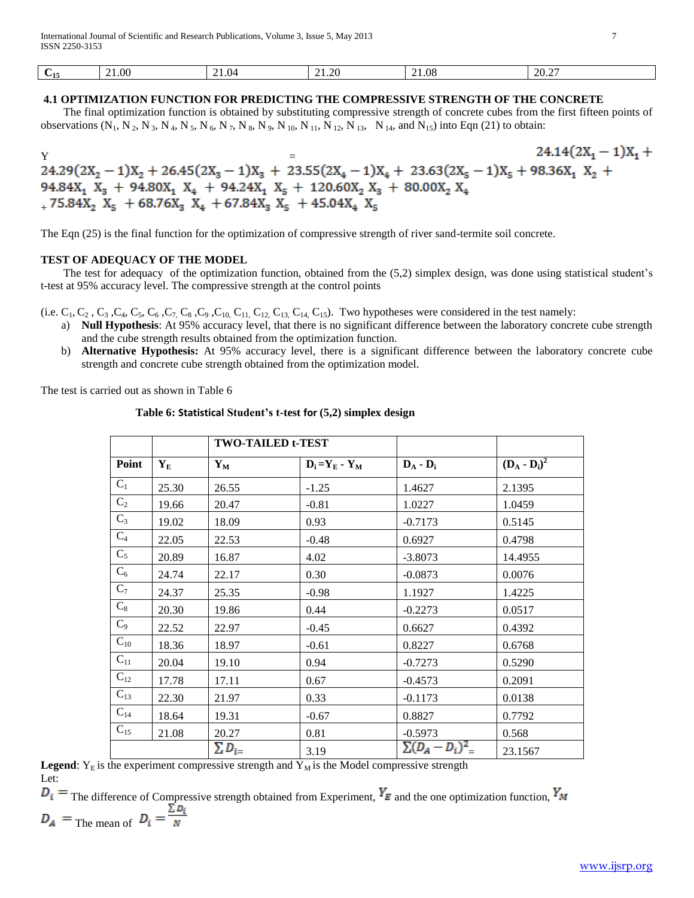| $C_{15}$ | 21.00 | 21.04 | 21.20 | 21.08 | 20.27 |
|---|---|---|---|---|---|

### 4.1 OPTIMIZATION FUNCTION FOR PREDICTING THE COMPRESSIVE STRENGTH OF THE CONCRETE

The final optimization function is obtained by substituting compressive strength of concrete cubes from the first fifteen points of observations ($N_1$, $N_2$, $N_3$, $N_4$, $N_5$, $N_6$, $N_7$, $N_8$, $N_9$, $N_{10}$, $N_{11}$, $N_{12}$, $N_{13}$, $N_{14}$, and $N_{15}$) into Eqn (21) to obtain:

$$Y = 24.14(2X_1 - 1)X_1 + 24.29(2X_2 - 1)X_2 + 26.45(2X_3 - 1)X_3 + 23.55(2X_4 - 1)X_4 + 23.63(2X_5 - 1)X_5 + 98.36X_1 X_2 + 94.84X_1 X_3 + 94.80X_1 X_4 + 94.24X_1 X_5 + 120.60X_2 X_3 + 80.00X_2 X_4 + 75.84X_2 X_5 + 68.76X_3 X_4 + 67.84X_3 X_5 + 45.04X_4 X_5$$

The Eqn (25) is the final function for the optimization of compressive strength of river sand-termite soil concrete.

### TEST OF ADEQUACY OF THE MODEL

The test for adequacy of the optimization function, obtained from the (5,2) simplex design, was done using statistical student's t-test at 95% accuracy level. The compressive strength at the control points

(i.e. $C_1$, $C_2$, $C_3$, $C_4$, $C_5$, $C_6$, $C_7$, $C_8$, $C_9$, $C_{10}$, $C_{11}$, $C_{12}$, $C_{13}$, $C_{14}$, $C_{15}$). Two hypotheses were considered in the test namely:

a) **Null Hypothesis**: At 95% accuracy level, that there is no significant difference between the laboratory concrete cube strength and the cube strength results obtained from the optimization function.
b) **Alternative Hypothesis:** At 95% accuracy level, there is a significant difference between the laboratory concrete cube strength and concrete cube strength obtained from the optimization model.

The test is carried out as shown in Table 6

**Table 6: Statistical Student's t-test for (5,2) simplex design**

| | | TWO-TAILED t-TEST | | | |
|---|---|---|---|---|---|
| Point | $Y_E$ | $Y_M$ | $D_i = Y_E - Y_M$ | $D_A - D_i$ | $(D_A - D_i)^2$ |
| $C_1$ | 25.30 | 26.55 | -1.25 | 1.4627 | 2.1395 |
| $C_2$ | 19.66 | 20.47 | -0.81 | 1.0227 | 1.0459 |
| $C_3$ | 19.02 | 18.09 | 0.93 | -0.7173 | 0.5145 |
| $C_4$ | 22.05 | 22.53 | -0.48 | 0.6927 | 0.4798 |
| $C_5$ | 20.89 | 16.87 | 4.02 | -3.8073 | 14.4955 |
| $C_6$ | 24.74 | 22.17 | 0.30 | -0.0873 | 0.0076 |
| $C_7$ | 24.37 | 25.35 | -0.98 | 1.1927 | 1.4225 |
| $C_8$ | 20.30 | 19.86 | 0.44 | -0.2273 | 0.0517 |
| $C_9$ | 22.52 | 22.97 | -0.45 | 0.6627 | 0.4392 |
| $C_{10}$ | 18.36 | 18.97 | -0.61 | 0.8227 | 0.6768 |
| $C_{11}$ | 20.04 | 19.10 | 0.94 | -0.7273 | 0.5290 |
| $C_{12}$ | 17.78 | 17.11 | 0.67 | -0.4573 | 0.2091 |
| $C_{13}$ | 22.30 | 21.97 | 0.33 | -0.1173 | 0.0138 |
| $C_{14}$ | 18.64 | 19.31 | -0.67 | 0.8827 | 0.7792 |
| $C_{15}$ | 21.08 | 20.27 | 0.81 | -0.5973 | 0.568 |
| | | $\sum D_i =$ | 3.19 | $\sum(D_A - D_i)^2 =$ | 23.1567 |

**Legend**: $Y_E$ is the experiment compressive strength and $Y_M$ is the Model compressive strength

Let:

$D_i =$ The difference of Compressive strength obtained from Experiment, $Y_E$ and the one optimization function, $Y_M$

$D_A =$ The mean of $D_i = \frac{\sum D_i}{N}$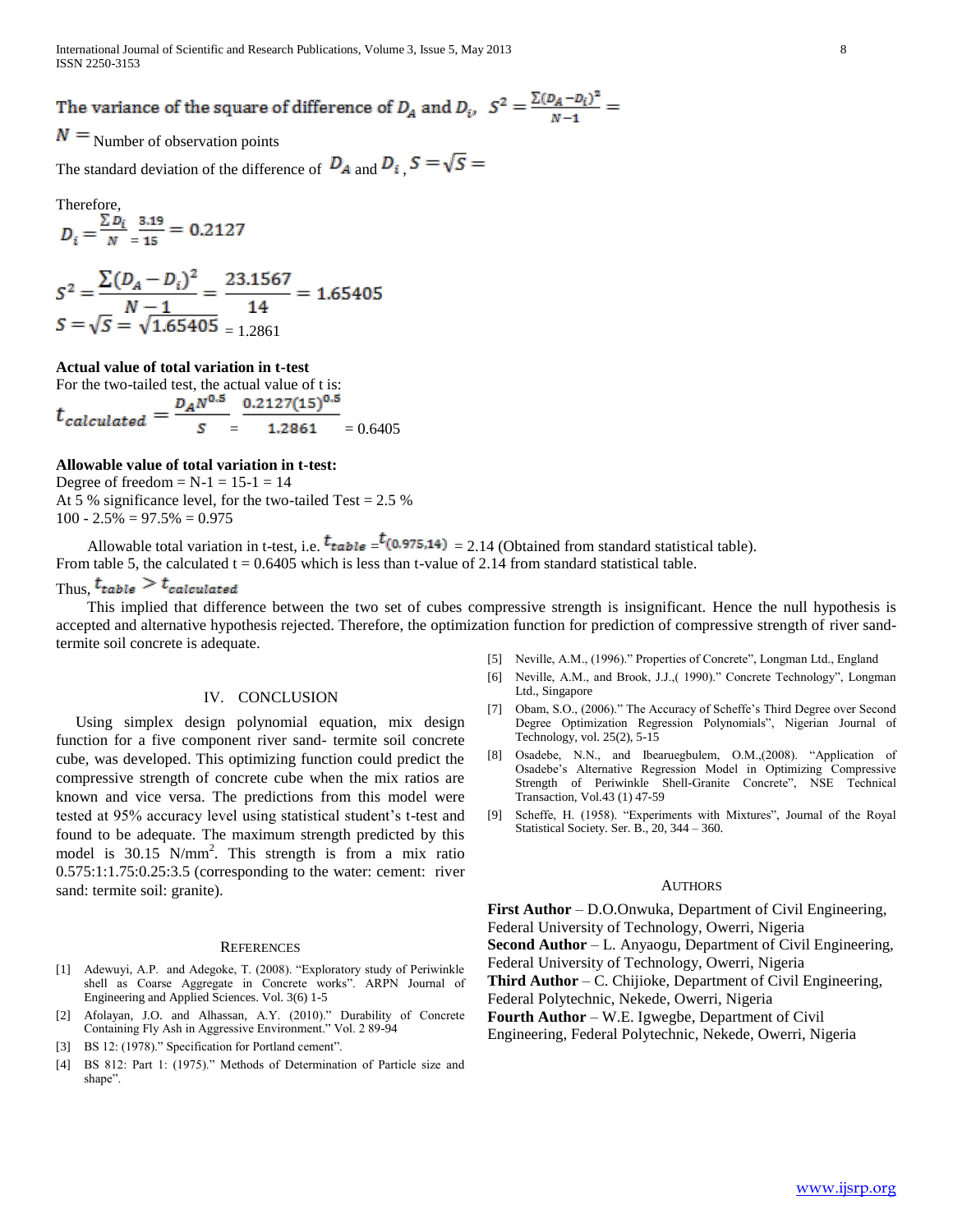The variance of the square of difference of $D_A$ and $D_i$, $S^2 = \frac{\sum(D_A - D_i)^2}{N-1} =$

$N =$ Number of observation points

The standard deviation of the difference of $D_A$ and $D_i$, $S = \sqrt{S} =$

Therefore,

$$D_i = \frac{\sum D_i}{N} = \frac{3.19}{15} = 0.2127$$

$$S^2 = \frac{\sum(D_A - D_i)^2}{N-1} = \frac{23.1567}{14} = 1.65405$$

$$S = \sqrt{S} = \sqrt{1.65405} = 1.2861$$

**Actual value of total variation in t-test**

For the two-tailed test, the actual value of t is:

$$t_{calculated} = \frac{D_A N^{0.5}}{S} = \frac{0.2127(15)^{0.5}}{1.2861} = 0.6405$$

**Allowable value of total variation in t-test:**

Degree of freedom = N-1 = 15-1 = 14

At 5 % significance level, for the two-tailed Test = 2.5 %

100 - 2.5% = 97.5% = 0.975

Allowable total variation in t-test, i.e. $t_{table} = t_{(0.975,14)}$ = 2.14 (Obtained from standard statistical table).

From table 5, the calculated t = 0.6405 which is less than t-value of 2.14 from standard statistical table.

Thus, $t_{table} > t_{calculated}$

This implied that difference between the two set of cubes compressive strength is insignificant. Hence the null hypothesis is accepted and alternative hypothesis rejected. Therefore, the optimization function for prediction of compressive strength of river sand-termite soil concrete is adequate.

## IV. Conclusion

Using simplex design polynomial equation, mix design function for a five component river sand- termite soil concrete cube, was developed. This optimizing function could predict the compressive strength of concrete cube when the mix ratios are known and vice versa. The predictions from this model were tested at 95% accuracy level using statistical student's t-test and found to be adequate. The maximum strength predicted by this model is 30.15 $N/mm^2$. This strength is from a mix ratio 0.575:1:1.75:0.25:3.5 (corresponding to the water: cement: river sand: termite soil: granite).

## References

[1] Adewuyi, A.P. and Adegoke, T. (2008). "Exploratory study of Periwinkle shell as Coarse Aggregate in Concrete works". ARPN Journal of Engineering and Applied Sciences. Vol. 3(6) 1-5

[2] Afolayan, J.O. and Alhassan, A.Y. (2010)." Durability of Concrete Containing Fly Ash in Aggressive Environment." Vol. 2 89-94

[3] BS 12: (1978)." Specification for Portland cement".

[4] BS 812: Part 1: (1975)." Methods of Determination of Particle size and shape".

[5] Neville, A.M., (1996)." Properties of Concrete", Longman Ltd., England

[6] Neville, A.M., and Brook, J.J.,( 1990)." Concrete Technology", Longman Ltd., Singapore

[7] Obam, S.O., (2006)." The Accuracy of Scheffe's Third Degree over Second Degree Optimization Regression Polynomials", Nigerian Journal of Technology, vol. 25(2), 5-15

[8] Osadebe, N.N., and Ibearuegbulem, O.M.,(2008). "Application of Osadebe's Alternative Regression Model in Optimizing Compressive Strength of Periwinkle Shell-Granite Concrete", NSE Technical Transaction, Vol.43 (1) 47-59

[9] Scheffe, H. (1958). "Experiments with Mixtures", Journal of the Royal Statistical Society. Ser. B., 20, 344 – 360.

## Authors

**First Author** – D.O.Onwuka, Department of Civil Engineering, Federal University of Technology, Owerri, Nigeria

**Second Author** – L. Anyaogu, Department of Civil Engineering, Federal University of Technology, Owerri, Nigeria

**Third Author** – C. Chijioke, Department of Civil Engineering, Federal Polytechnic, Nekede, Owerri, Nigeria

**Fourth Author** – W.E. Igwegbe, Department of Civil Engineering, Federal Polytechnic, Nekede, Owerri, Nigeria